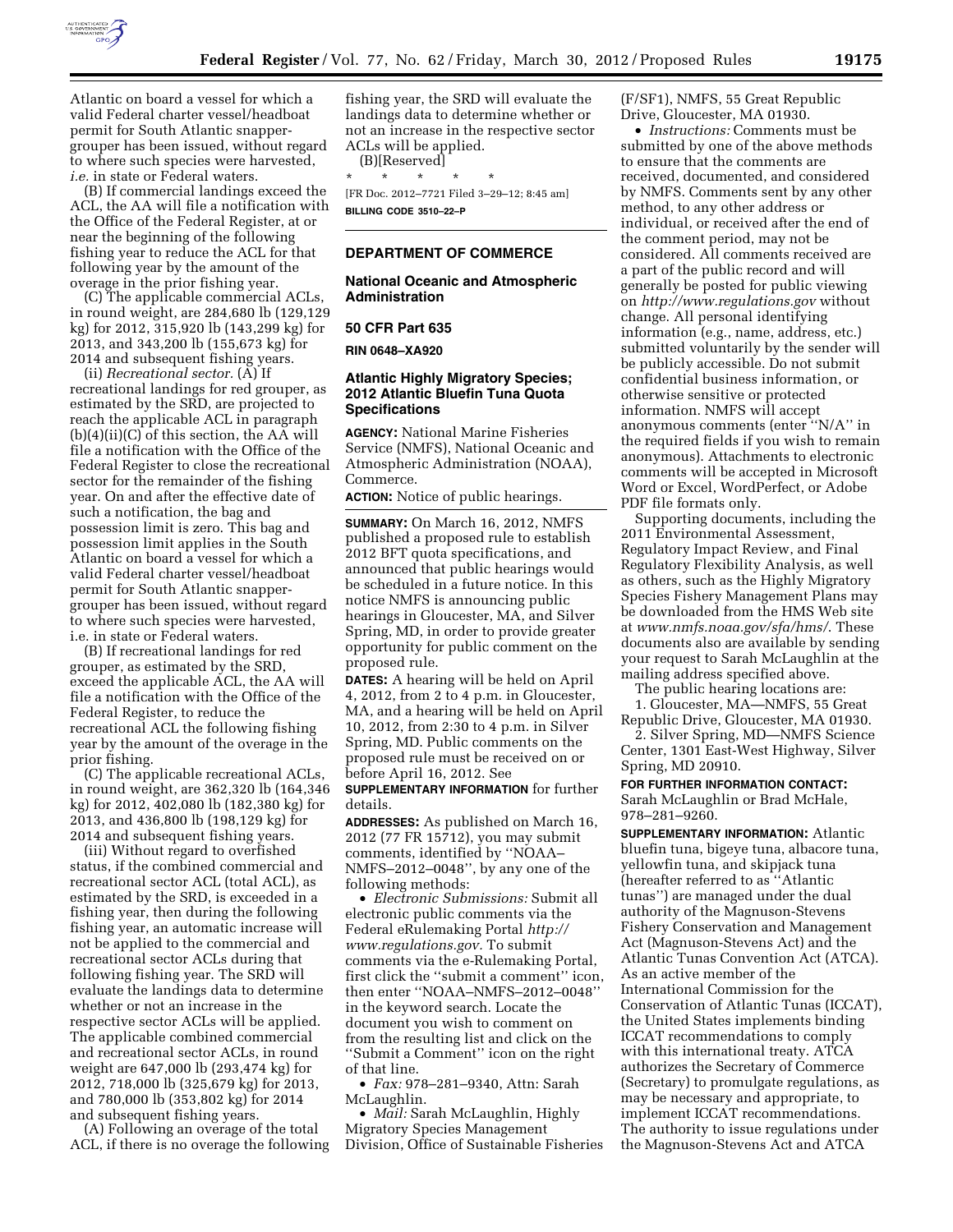Atlantic on board a vessel for which a valid Federal charter vessel/headboat permit for South Atlantic snapper-grouper has been issued, without regard to where such species were harvested, *i.e.* in state or Federal waters.

(B) If commercial landings exceed the ACL, the AA will file a notification with the Office of the Federal Register, at or near the beginning of the following fishing year to reduce the ACL for that following year by the amount of the overage in the prior fishing year.

(C) The applicable commercial ACLs, in round weight, are 284,680 lb (129,129 kg) for 2012, 315,920 lb (143,299 kg) for 2013, and 343,200 lb (155,673 kg) for 2014 and subsequent fishing years.

(ii) *Recreational sector.* (A) If recreational landings for red grouper, as estimated by the SRD, are projected to reach the applicable ACL in paragraph (b)(4)(ii)(C) of this section, the AA will file a notification with the Office of the Federal Register to close the recreational sector for the remainder of the fishing year. On and after the effective date of such a notification, the bag and possession limit is zero. This bag and possession limit applies in the South Atlantic on board a vessel for which a valid Federal charter vessel/headboat permit for South Atlantic snapper-grouper has been issued, without regard to where such species were harvested, i.e. in state or Federal waters.

(B) If recreational landings for red grouper, as estimated by the SRD, exceed the applicable ACL, the AA will file a notification with the Office of the Federal Register, to reduce the recreational ACL the following fishing year by the amount of the overage in the prior fishing.

(C) The applicable recreational ACLs, in round weight, are 362,320 lb (164,346 kg) for 2012, 402,080 lb (182,380 kg) for 2013, and 436,800 lb (198,129 kg) for 2014 and subsequent fishing years.

(iii) Without regard to overfished status, if the combined commercial and recreational sector ACL (total ACL), as estimated by the SRD, is exceeded in a fishing year, then during the following fishing year, an automatic increase will not be applied to the commercial and recreational sector ACLs during that following fishing year. The SRD will evaluate the landings data to determine whether or not an increase in the respective sector ACLs will be applied. The applicable combined commercial and recreational sector ACLs, in round weight are 647,000 lb (293,474 kg) for 2012, 718,000 lb (325,679 kg) for 2013, and 780,000 lb (353,802 kg) for 2014 and subsequent fishing years.

(A) Following an overage of the total ACL, if there is no overage the following fishing year, the SRD will evaluate the landings data to determine whether or not an increase in the respective sector ACLs will be applied.

(B)[Reserved]

\* \* \* \* \*

[FR Doc. 2012–7721 Filed 3–29–12; 8:45 am]

**BILLING CODE 3510–22–P**

## DEPARTMENT OF COMMERCE

### National Oceanic and Atmospheric Administration

### 50 CFR Part 635

**RIN 0648–XA920**

### Atlantic Highly Migratory Species; 2012 Atlantic Bluefin Tuna Quota Specifications

**AGENCY:** National Marine Fisheries Service (NMFS), National Oceanic and Atmospheric Administration (NOAA), Commerce.

**ACTION:** Notice of public hearings.

**SUMMARY:** On March 16, 2012, NMFS published a proposed rule to establish 2012 BFT quota specifications, and announced that public hearings would be scheduled in a future notice. In this notice NMFS is announcing public hearings in Gloucester, MA, and Silver Spring, MD, in order to provide greater opportunity for public comment on the proposed rule.

**DATES:** A hearing will be held on April 4, 2012, from 2 to 4 p.m. in Gloucester, MA, and a hearing will be held on April 10, 2012, from 2:30 to 4 p.m. in Silver Spring, MD. Public comments on the proposed rule must be received on or before April 16, 2012. See **SUPPLEMENTARY INFORMATION** for further details.

**ADDRESSES:** As published on March 16, 2012 (77 FR 15712), you may submit comments, identified by ''NOAA–NMFS–2012–0048'', by any one of the following methods:

- *Electronic Submissions:* Submit all electronic public comments via the Federal eRulemaking Portal *http://www.regulations.gov*. To submit comments via the e-Rulemaking Portal, first click the ''submit a comment'' icon, then enter ''NOAA–NMFS–2012–0048'' in the keyword search. Locate the document you wish to comment on from the resulting list and click on the ''Submit a Comment'' icon on the right of that line.
- *Fax:* 978–281–9340, Attn: Sarah McLaughlin.
- *Mail:* Sarah McLaughlin, Highly Migratory Species Management Division, Office of Sustainable Fisheries (F/SF1), NMFS, 55 Great Republic Drive, Gloucester, MA 01930.
- *Instructions:* Comments must be submitted by one of the above methods to ensure that the comments are received, documented, and considered by NMFS. Comments sent by any other method, to any other address or individual, or received after the end of the comment period, may not be considered. All comments received are a part of the public record and will generally be posted for public viewing on *http://www.regulations.gov* without change. All personal identifying information (e.g., name, address, etc.) submitted voluntarily by the sender will be publicly accessible. Do not submit confidential business information, or otherwise sensitive or protected information. NMFS will accept anonymous comments (enter ''N/A'' in the required fields if you wish to remain anonymous). Attachments to electronic comments will be accepted in Microsoft Word or Excel, WordPerfect, or Adobe PDF file formats only.

Supporting documents, including the 2011 Environmental Assessment, Regulatory Impact Review, and Final Regulatory Flexibility Analysis, as well as others, such as the Highly Migratory Species Fishery Management Plans may be downloaded from the HMS Web site at *www.nmfs.noaa.gov/sfa/hms/*. These documents also are available by sending your request to Sarah McLaughlin at the mailing address specified above.

The public hearing locations are:

1. Gloucester, MA—NMFS, 55 Great Republic Drive, Gloucester, MA 01930.
2. Silver Spring, MD—NMFS Science Center, 1301 East-West Highway, Silver Spring, MD 20910.

**FOR FURTHER INFORMATION CONTACT:** Sarah McLaughlin or Brad McHale, 978–281–9260.

**SUPPLEMENTARY INFORMATION:** Atlantic bluefin tuna, bigeye tuna, albacore tuna, yellowfin tuna, and skipjack tuna (hereafter referred to as ''Atlantic tunas'') are managed under the dual authority of the Magnuson-Stevens Fishery Conservation and Management Act (Magnuson-Stevens Act) and the Atlantic Tunas Convention Act (ATCA). As an active member of the International Commission for the Conservation of Atlantic Tunas (ICCAT), the United States implements binding ICCAT recommendations to comply with this international treaty. ATCA authorizes the Secretary of Commerce (Secretary) to promulgate regulations, as may be necessary and appropriate, to implement ICCAT recommendations. The authority to issue regulations under the Magnuson-Stevens Act and ATCA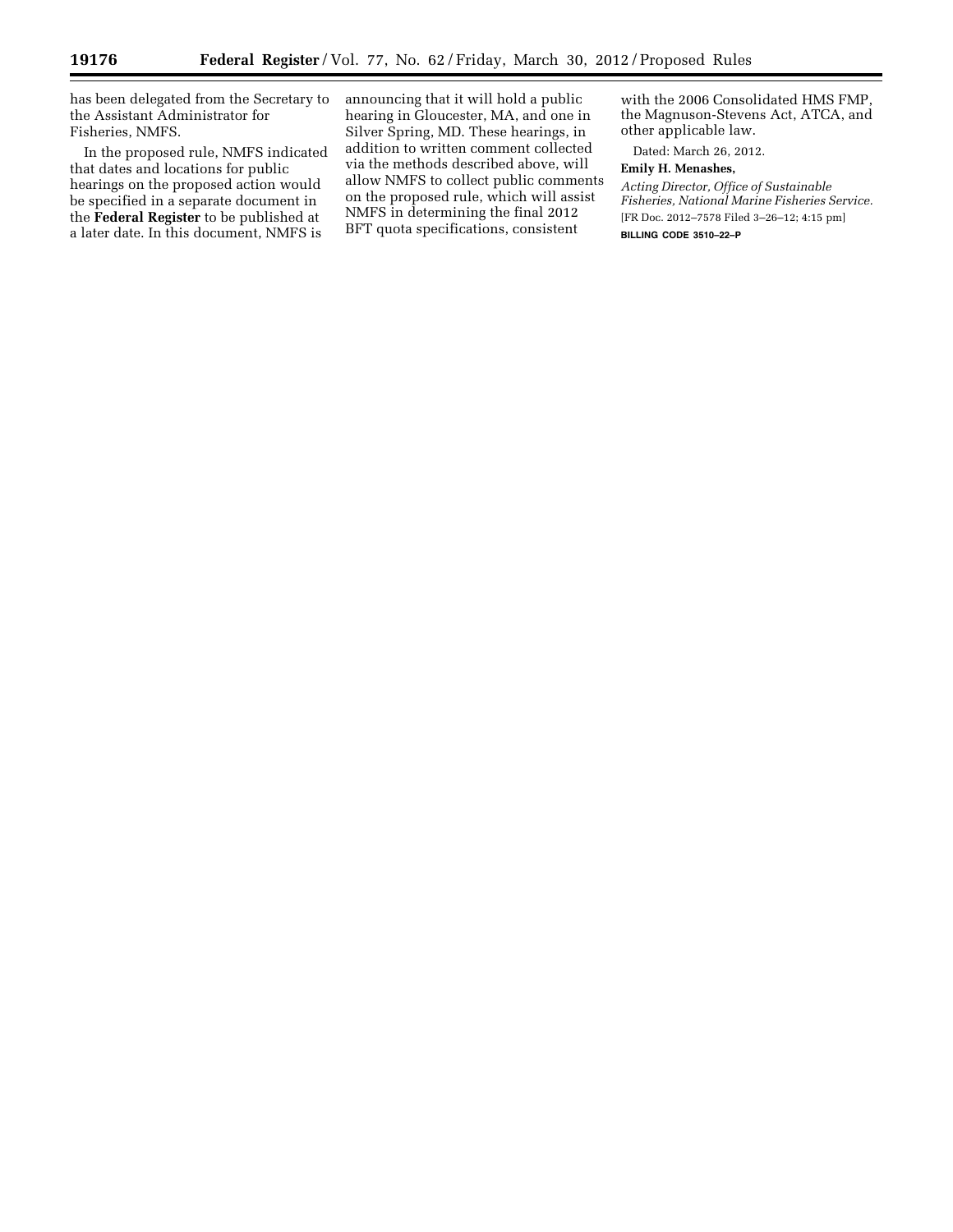has been delegated from the Secretary to the Assistant Administrator for Fisheries, NMFS.

In the proposed rule, NMFS indicated that dates and locations for public hearings on the proposed action would be specified in a separate document in the **Federal Register** to be published at a later date. In this document, NMFS is announcing that it will hold a public hearing in Gloucester, MA, and one in Silver Spring, MD. These hearings, in addition to written comment collected via the methods described above, will allow NMFS to collect public comments on the proposed rule, which will assist NMFS in determining the final 2012 BFT quota specifications, consistent with the 2006 Consolidated HMS FMP, the Magnuson-Stevens Act, ATCA, and other applicable law.

Dated: March 26, 2012.

**Emily H. Menashes,**

*Acting Director, Office of Sustainable Fisheries, National Marine Fisheries Service.*

[FR Doc. 2012–7578 Filed 3–26–12; 4:15 pm]

**BILLING CODE 3510–22–P**